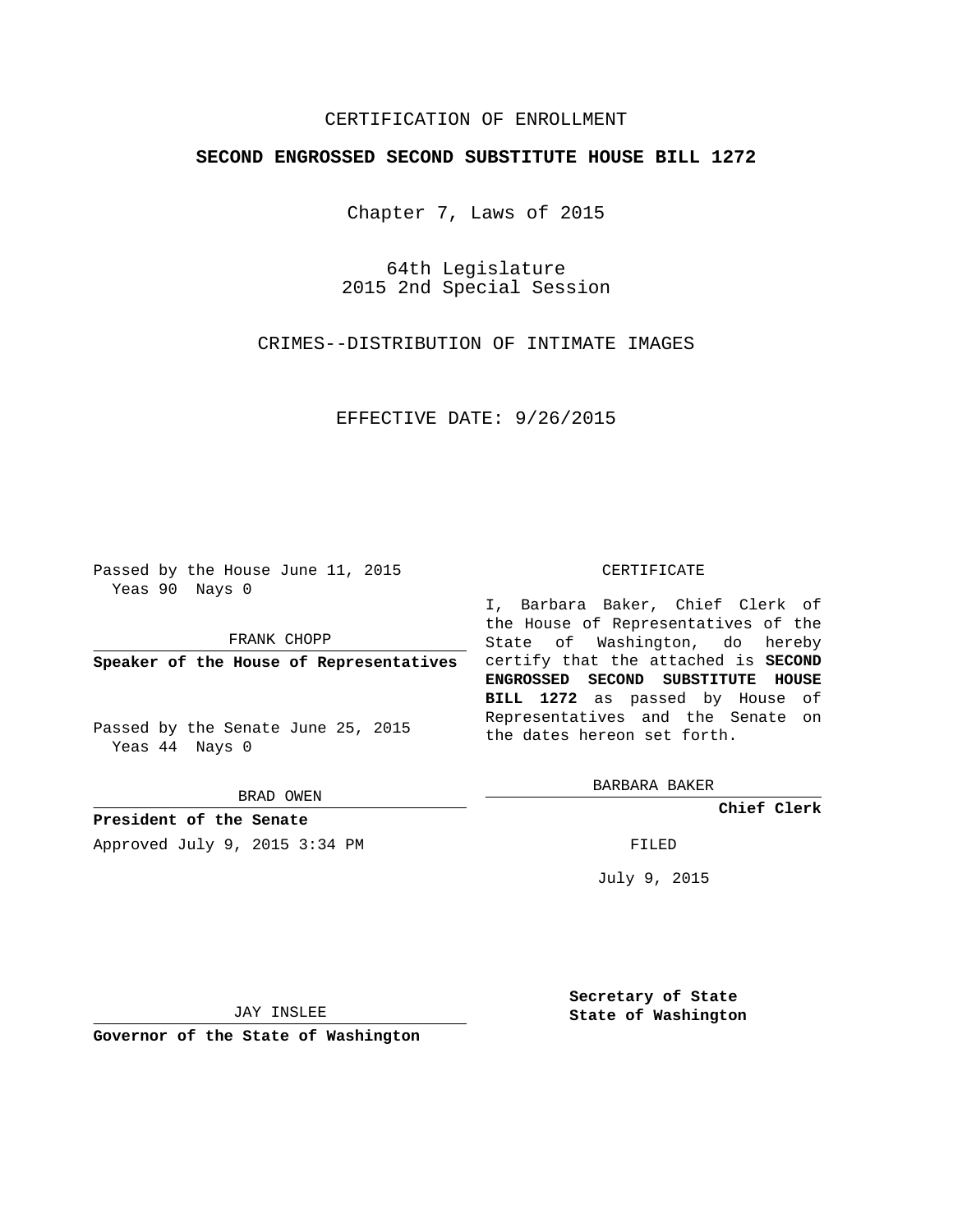CERTIFICATION OF ENROLLMENT

**SECOND ENGROSSED SECOND SUBSTITUTE HOUSE BILL 1272**

Chapter 7, Laws of 2015

64th Legislature
2015 2nd Special Session

CRIMES--DISTRIBUTION OF INTIMATE IMAGES

EFFECTIVE DATE: 9/26/2015

Passed by the House June 11, 2015
Yeas 90 Nays 0

FRANK CHOPP

**Speaker of the House of Representatives**

Passed by the Senate June 25, 2015
Yeas 44 Nays 0

BRAD OWEN

**President of the Senate**

Approved July 9, 2015 3:34 PM

JAY INSLEE

**Governor of the State of Washington**

CERTIFICATE

I, Barbara Baker, Chief Clerk of the House of Representatives of the State of Washington, do hereby certify that the attached is **SECOND ENGROSSED SECOND SUBSTITUTE HOUSE BILL 1272** as passed by House of Representatives and the Senate on the dates hereon set forth.

BARBARA BAKER

**Chief Clerk**

FILED

July 9, 2015

**Secretary of State**
**State of Washington**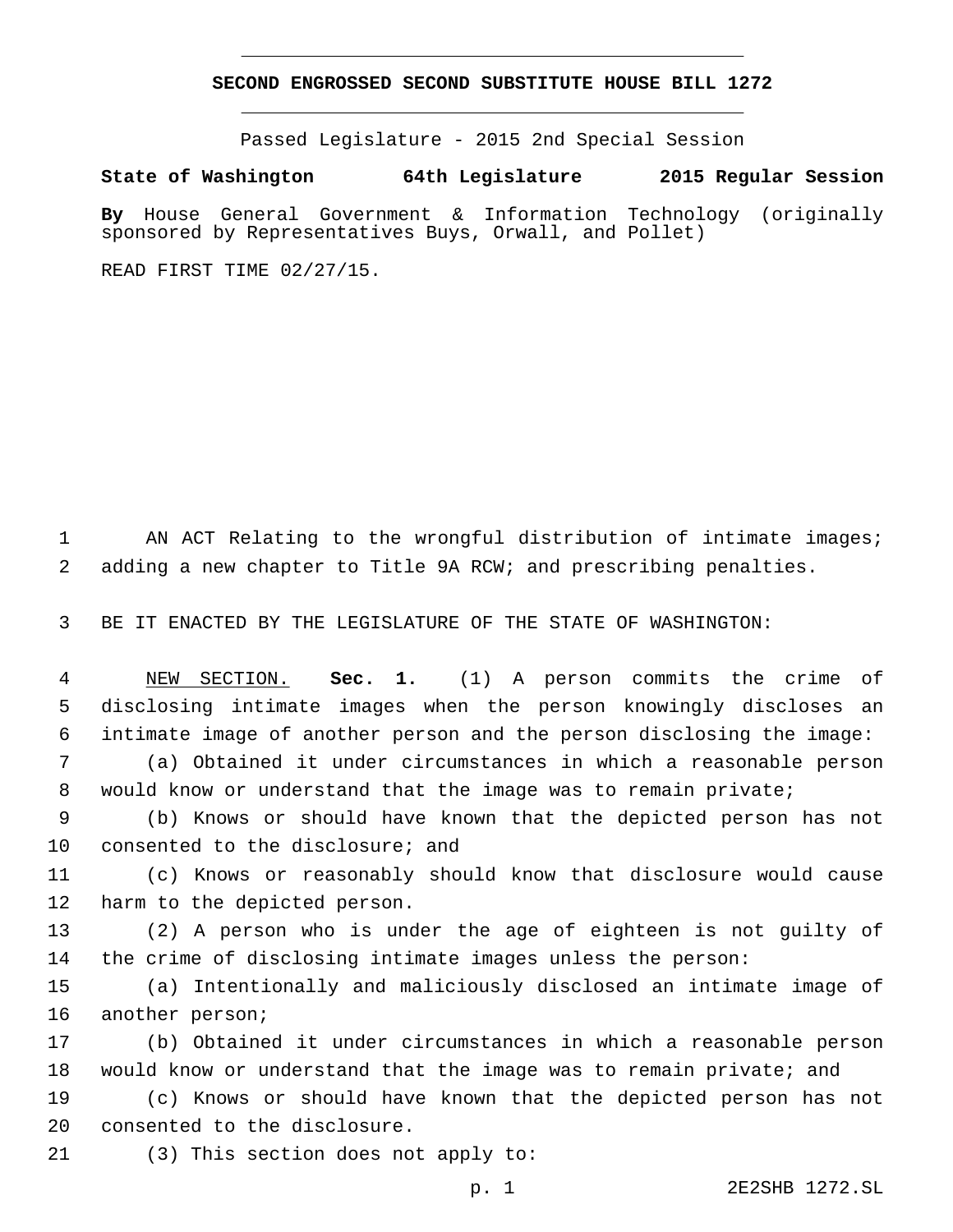# SECOND ENGROSSED SECOND SUBSTITUTE HOUSE BILL 1272

Passed Legislature - 2015 2nd Special Session

**State of Washington 64th Legislature 2015 Regular Session**

**By** House General Government & Information Technology (originally sponsored by Representatives Buys, Orwall, and Pollet)

READ FIRST TIME 02/27/15.

AN ACT Relating to the wrongful distribution of intimate images; adding a new chapter to Title 9A RCW; and prescribing penalties.

BE IT ENACTED BY THE LEGISLATURE OF THE STATE OF WASHINGTON:

NEW SECTION. **Sec. 1.** (1) A person commits the crime of disclosing intimate images when the person knowingly discloses an intimate image of another person and the person disclosing the image:

(a) Obtained it under circumstances in which a reasonable person would know or understand that the image was to remain private;

(b) Knows or should have known that the depicted person has not consented to the disclosure; and

(c) Knows or reasonably should know that disclosure would cause harm to the depicted person.

(2) A person who is under the age of eighteen is not guilty of the crime of disclosing intimate images unless the person:

(a) Intentionally and maliciously disclosed an intimate image of another person;

(b) Obtained it under circumstances in which a reasonable person would know or understand that the image was to remain private; and

(c) Knows or should have known that the depicted person has not consented to the disclosure.

(3) This section does not apply to: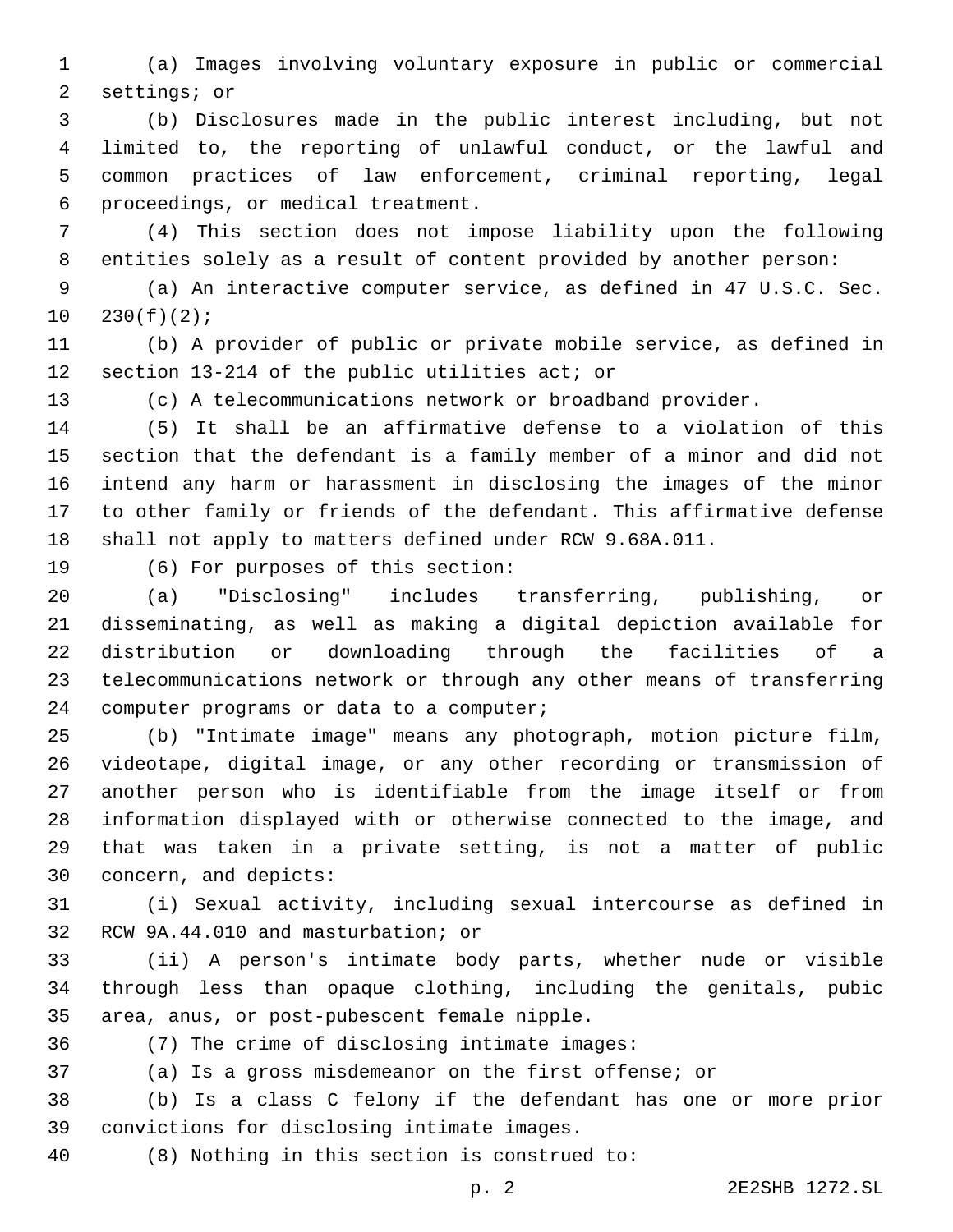(a) Images involving voluntary exposure in public or commercial settings; or

(b) Disclosures made in the public interest including, but not limited to, the reporting of unlawful conduct, or the lawful and common practices of law enforcement, criminal reporting, legal proceedings, or medical treatment.

(4) This section does not impose liability upon the following entities solely as a result of content provided by another person:

(a) An interactive computer service, as defined in 47 U.S.C. Sec. 230(f)(2);

(b) A provider of public or private mobile service, as defined in section 13-214 of the public utilities act; or

(c) A telecommunications network or broadband provider.

(5) It shall be an affirmative defense to a violation of this section that the defendant is a family member of a minor and did not intend any harm or harassment in disclosing the images of the minor to other family or friends of the defendant. This affirmative defense shall not apply to matters defined under RCW 9.68A.011.

(6) For purposes of this section:

(a) "Disclosing" includes transferring, publishing, or disseminating, as well as making a digital depiction available for distribution or downloading through the facilities of a telecommunications network or through any other means of transferring computer programs or data to a computer;

(b) "Intimate image" means any photograph, motion picture film, videotape, digital image, or any other recording or transmission of another person who is identifiable from the image itself or from information displayed with or otherwise connected to the image, and that was taken in a private setting, is not a matter of public concern, and depicts:

(i) Sexual activity, including sexual intercourse as defined in RCW 9A.44.010 and masturbation; or

(ii) A person's intimate body parts, whether nude or visible through less than opaque clothing, including the genitals, pubic area, anus, or post-pubescent female nipple.

(7) The crime of disclosing intimate images:

(a) Is a gross misdemeanor on the first offense; or

(b) Is a class C felony if the defendant has one or more prior convictions for disclosing intimate images.

(8) Nothing in this section is construed to: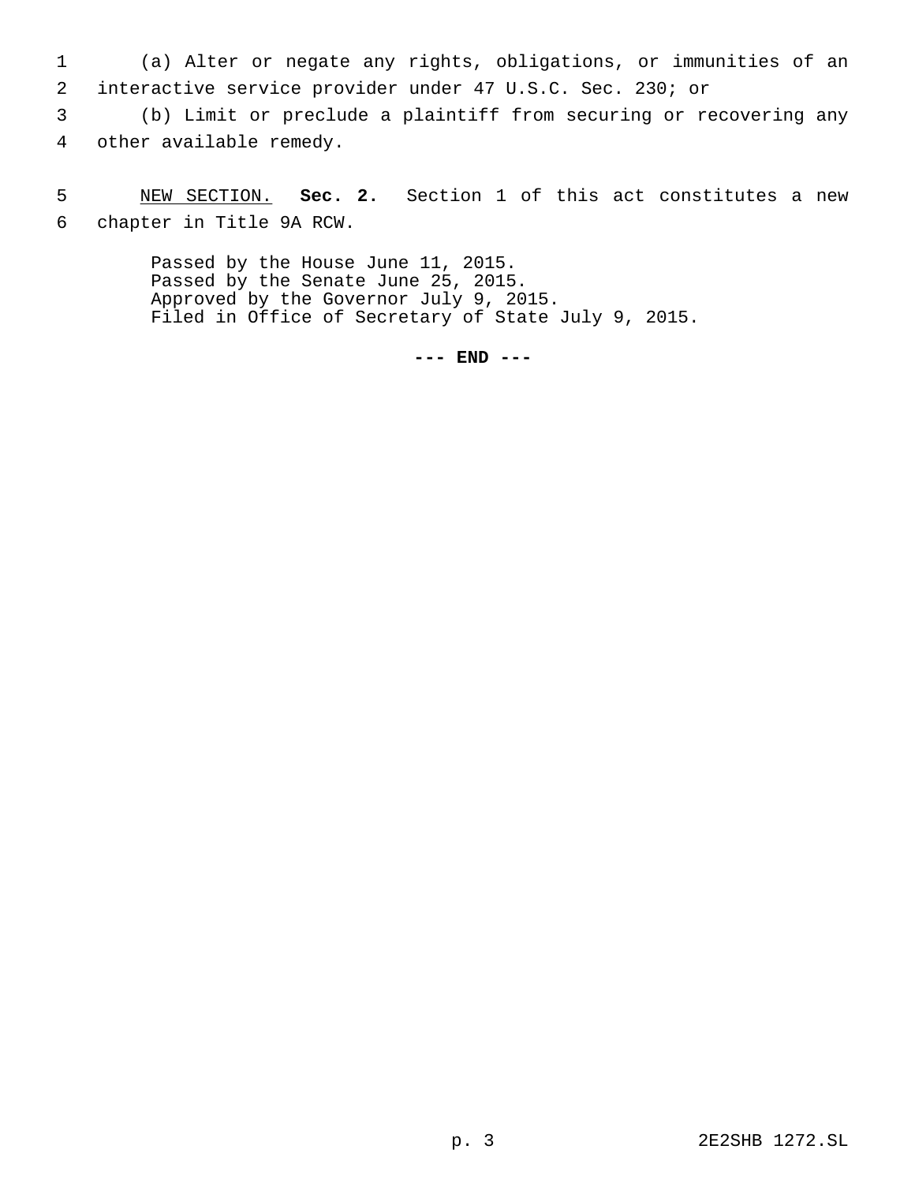(a) Alter or negate any rights, obligations, or immunities of an interactive service provider under 47 U.S.C. Sec. 230; or

(b) Limit or preclude a plaintiff from securing or recovering any other available remedy.

NEW SECTION. **Sec. 2.** Section 1 of this act constitutes a new chapter in Title 9A RCW.

Passed by the House June 11, 2015.
Passed by the Senate June 25, 2015.
Approved by the Governor July 9, 2015.
Filed in Office of Secretary of State July 9, 2015.

**--- END ---**